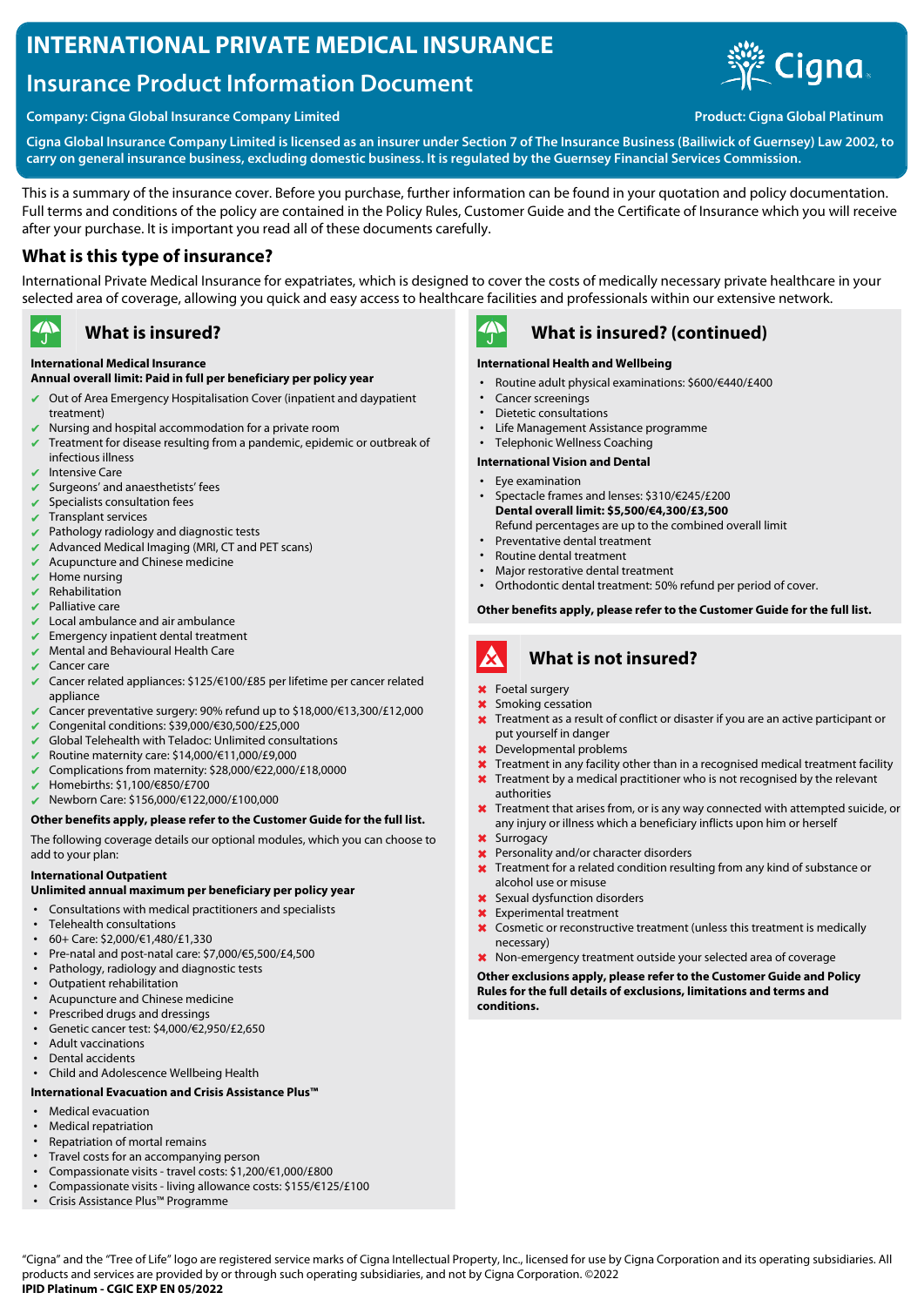# INTERNATIONAL PRIVATE MEDICAL INSURANCE

## Insurance Product Information Document

**Company: Cigna Global Insurance Company Limited**

**Product: Cigna Global Platinum**

**Cigna Global Insurance Company Limited is licensed as an insurer under Section 7 of The Insurance Business (Bailiwick of Guernsey) Law 2002, to carry on general insurance business, excluding domestic business. It is regulated by the Guernsey Financial Services Commission.**

This is a summary of the insurance cover. Before you purchase, further information can be found in your quotation and policy documentation. Full terms and conditions of the policy are contained in the Policy Rules, Customer Guide and the Certificate of Insurance which you will receive after your purchase. It is important you read all of these documents carefully.

## What is this type of insurance?

International Private Medical Insurance for expatriates, which is designed to cover the costs of medically necessary private healthcare in your selected area of coverage, allowing you quick and easy access to healthcare facilities and professionals within our extensive network.

## What is insured?

**International Medical Insurance**
**Annual overall limit: Paid in full per beneficiary per policy year**

- ✔ Out of Area Emergency Hospitalisation Cover (inpatient and daypatient treatment)
- ✔ Nursing and hospital accommodation for a private room
- ✔ Treatment for disease resulting from a pandemic, epidemic or outbreak of infectious illness
- ✔ Intensive Care
- ✔ Surgeons' and anaesthetists' fees
- ✔ Specialists consultation fees
- ✔ Transplant services
- ✔ Pathology radiology and diagnostic tests
- ✔ Advanced Medical Imaging (MRI, CT and PET scans)
- ✔ Acupuncture and Chinese medicine
- ✔ Home nursing
- ✔ Rehabilitation
- ✔ Palliative care
- ✔ Local ambulance and air ambulance
- ✔ Emergency inpatient dental treatment
- ✔ Mental and Behavioural Health Care
- ✔ Cancer care
- ✔ Cancer related appliances: $125/€100/£85 per lifetime per cancer related appliance
- ✔ Cancer preventative surgery: 90% refund up to $18,000/€13,300/£12,000
- ✔ Congenital conditions: $39,000/€30,500/£25,000
- ✔ Global Telehealth with Teladoc: Unlimited consultations
- ✔ Routine maternity care: $14,000/€11,000/£9,000
- ✔ Complications from maternity: $28,000/€22,000/£18,0000
- ✔ Homebirths: $1,100/€850/£700
- ✔ Newborn Care: $156,000/€122,000/£100,000

**Other benefits apply, please refer to the Customer Guide for the full list.**

The following coverage details our optional modules, which you can choose to add to your plan:

**International Outpatient**
**Unlimited annual maximum per beneficiary per policy year**

- Consultations with medical practitioners and specialists
- Telehealth consultations
- 60+ Care: $2,000/€1,480/£1,330
- Pre-natal and post-natal care: $7,000/€5,500/£4,500
- Pathology, radiology and diagnostic tests
- Outpatient rehabilitation
- Acupuncture and Chinese medicine
- Prescribed drugs and dressings
- Genetic cancer test: $4,000/€2,950/£2,650
- Adult vaccinations
- Dental accidents
- Child and Adolescence Wellbeing Health

**International Evacuation and Crisis Assistance Plus™**

- Medical evacuation
- Medical repatriation
- Repatriation of mortal remains
- Travel costs for an accompanying person
- Compassionate visits - travel costs: $1,200/€1,000/£800
- Compassionate visits - living allowance costs: $155/€125/£100
- Crisis Assistance Plus™ Programme

## What is insured? (continued)

**International Health and Wellbeing**

- Routine adult physical examinations: $600/€440/£400
- Cancer screenings
- Dietetic consultations
- Life Management Assistance programme
- Telephonic Wellness Coaching

**International Vision and Dental**

- Eye examination
- Spectacle frames and lenses: $310/€245/£200
  **Dental overall limit: $5,500/€4,300/£3,500**
  Refund percentages are up to the combined overall limit
- Preventative dental treatment
- Routine dental treatment
- Major restorative dental treatment
- Orthodontic dental treatment: 50% refund per period of cover.

**Other benefits apply, please refer to the Customer Guide for the full list.**

## What is not insured?

- ✖ Foetal surgery
- ✖ Smoking cessation
- ✖ Treatment as a result of conflict or disaster if you are an active participant or put yourself in danger
- ✖ Developmental problems
- ✖ Treatment in any facility other than in a recognised medical treatment facility
- ✖ Treatment by a medical practitioner who is not recognised by the relevant authorities
- ✖ Treatment that arises from, or is any way connected with attempted suicide, or any injury or illness which a beneficiary inflicts upon him or herself
- ✖ Surrogacy
- ✖ Personality and/or character disorders
- ✖ Treatment for a related condition resulting from any kind of substance or alcohol use or misuse
- ✖ Sexual dysfunction disorders
- ✖ Experimental treatment
- ✖ Cosmetic or reconstructive treatment (unless this treatment is medically necessary)
- ✖ Non-emergency treatment outside your selected area of coverage

**Other exclusions apply, please refer to the Customer Guide and Policy Rules for the full details of exclusions, limitations and terms and conditions.**

"Cigna" and the "Tree of Life" logo are registered service marks of Cigna Intellectual Property, Inc., licensed for use by Cigna Corporation and its operating subsidiaries. All products and services are provided by or through such operating subsidiaries, and not by Cigna Corporation. ©2022

**IPID Platinum - CGIC EXP EN 05/2022**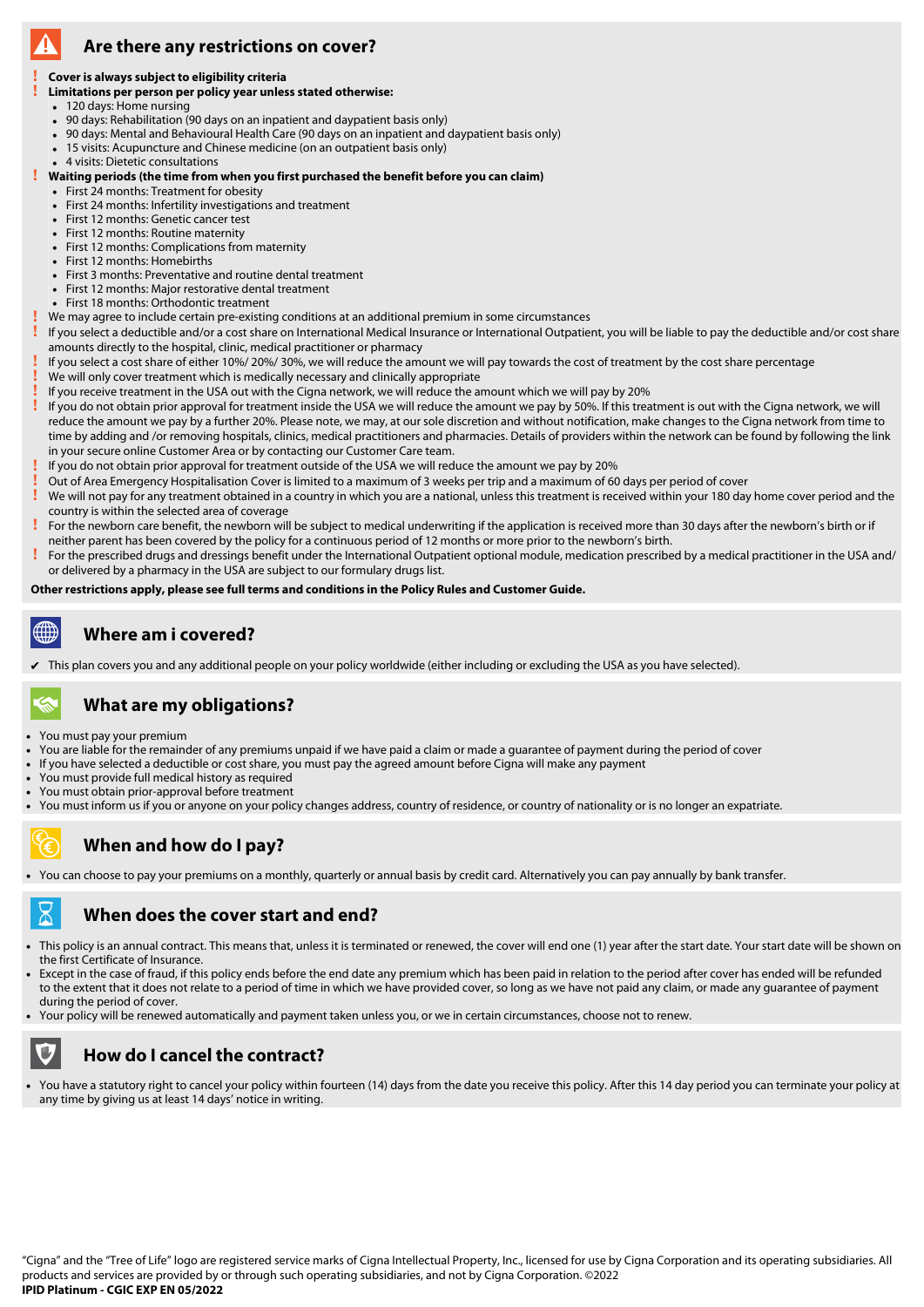## Are there any restrictions on cover?

- **Cover is always subject to eligibility criteria**
- **Limitations per person per policy year unless stated otherwise:**
  - 120 days: Home nursing
  - 90 days: Rehabilitation (90 days on an inpatient and daypatient basis only)
  - 90 days: Mental and Behavioural Health Care (90 days on an inpatient and daypatient basis only)
  - 15 visits: Acupuncture and Chinese medicine (on an outpatient basis only)
  - 4 visits: Dietetic consultations
- **Waiting periods (the time from when you first purchased the benefit before you can claim)**
  - First 24 months: Treatment for obesity
  - First 24 months: Infertility investigations and treatment
  - First 12 months: Genetic cancer test
  - First 12 months: Routine maternity
  - First 12 months: Complications from maternity
  - First 12 months: Homebirths
  - First 3 months: Preventative and routine dental treatment
  - First 12 months: Major restorative dental treatment
  - First 18 months: Orthodontic treatment
- We may agree to include certain pre-existing conditions at an additional premium in some circumstances
- If you select a deductible and/or a cost share on International Medical Insurance or International Outpatient, you will be liable to pay the deductible and/or cost share amounts directly to the hospital, clinic, medical practitioner or pharmacy
- If you select a cost share of either 10%/ 20%/ 30%, we will reduce the amount we will pay towards the cost of treatment by the cost share percentage
- We will only cover treatment which is medically necessary and clinically appropriate
- If you receive treatment in the USA out with the Cigna network, we will reduce the amount which we will pay by 20%
- If you do not obtain prior approval for treatment inside the USA we will reduce the amount we pay by 50%. If this treatment is out with the Cigna network, we will reduce the amount we pay by a further 20%. Please note, we may, at our sole discretion and without notification, make changes to the Cigna network from time to time by adding and /or removing hospitals, clinics, medical practitioners and pharmacies. Details of providers within the network can be found by following the link in your secure online Customer Area or by contacting our Customer Care team.
- If you do not obtain prior approval for treatment outside of the USA we will reduce the amount we pay by 20%
- Out of Area Emergency Hospitalisation Cover is limited to a maximum of 3 weeks per trip and a maximum of 60 days per period of cover
- We will not pay for any treatment obtained in a country in which you are a national, unless this treatment is received within your 180 day home cover period and the country is within the selected area of coverage
- For the newborn care benefit, the newborn will be subject to medical underwriting if the application is received more than 30 days after the newborn's birth or if neither parent has been covered by the policy for a continuous period of 12 months or more prior to the newborn's birth.
- For the prescribed drugs and dressings benefit under the International Outpatient optional module, medication prescribed by a medical practitioner in the USA and/ or delivered by a pharmacy in the USA are subject to our formulary drugs list.

**Other restrictions apply, please see full terms and conditions in the Policy Rules and Customer Guide.**

## Where am i covered?

✔ This plan covers you and any additional people on your policy worldwide (either including or excluding the USA as you have selected).

## What are my obligations?

- You must pay your premium
- You are liable for the remainder of any premiums unpaid if we have paid a claim or made a guarantee of payment during the period of cover
- If you have selected a deductible or cost share, you must pay the agreed amount before Cigna will make any payment
- You must provide full medical history as required
- You must obtain prior-approval before treatment
- You must inform us if you or anyone on your policy changes address, country of residence, or country of nationality or is no longer an expatriate.

## When and how do I pay?

- You can choose to pay your premiums on a monthly, quarterly or annual basis by credit card. Alternatively you can pay annually by bank transfer.

## When does the cover start and end?

- This policy is an annual contract. This means that, unless it is terminated or renewed, the cover will end one (1) year after the start date. Your start date will be shown on the first Certificate of Insurance.
- Except in the case of fraud, if this policy ends before the end date any premium which has been paid in relation to the period after cover has ended will be refunded to the extent that it does not relate to a period of time in which we have provided cover, so long as we have not paid any claim, or made any guarantee of payment during the period of cover.
- Your policy will be renewed automatically and payment taken unless you, or we in certain circumstances, choose not to renew.

## How do I cancel the contract?

- You have a statutory right to cancel your policy within fourteen (14) days from the date you receive this policy. After this 14 day period you can terminate your policy at any time by giving us at least 14 days' notice in writing.

"Cigna" and the "Tree of Life" logo are registered service marks of Cigna Intellectual Property, Inc., licensed for use by Cigna Corporation and its operating subsidiaries. All products and services are provided by or through such operating subsidiaries, and not by Cigna Corporation. ©2022

**IPID Platinum - CGIC EXP EN 05/2022**